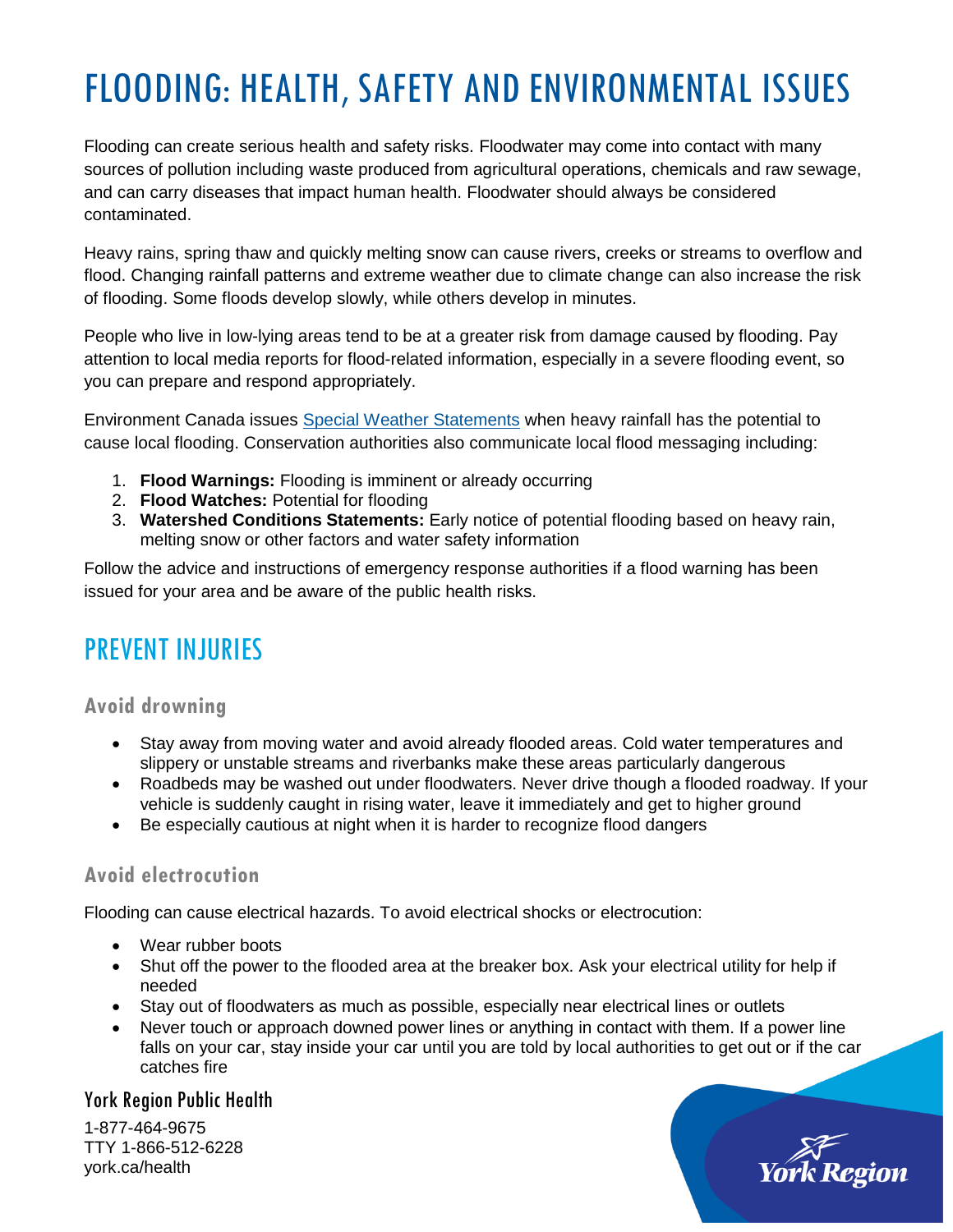# FLOODING: HEALTH, SAFETY AND ENVIRONMENTAL ISSUES

Flooding can create serious health and safety risks. Floodwater may come into contact with many sources of pollution including waste produced from agricultural operations, chemicals and raw sewage, and can carry diseases that impact human health. Floodwater should always be considered contaminated.

Heavy rains, spring thaw and quickly melting snow can cause rivers, creeks or streams to overflow and flood. Changing rainfall patterns and extreme weather due to climate change can also increase the risk of flooding. Some floods develop slowly, while others develop in minutes.

People who live in low-lying areas tend to be at a greater risk from damage caused by flooding. Pay attention to local media reports for flood-related information, especially in a severe flooding event, so you can prepare and respond appropriately.

Environment Canada issues Special Weather Statements when heavy rainfall has the potential to cause local flooding. Conservation authorities also communicate local flood messaging including:

1. **Flood Warnings:** Flooding is imminent or already occurring
2. **Flood Watches:** Potential for flooding
3. **Watershed Conditions Statements:** Early notice of potential flooding based on heavy rain, melting snow or other factors and water safety information

Follow the advice and instructions of emergency response authorities if a flood warning has been issued for your area and be aware of the public health risks.

## PREVENT INJURIES

### Avoid drowning

- Stay away from moving water and avoid already flooded areas. Cold water temperatures and slippery or unstable streams and riverbanks make these areas particularly dangerous
- Roadbeds may be washed out under floodwaters. Never drive though a flooded roadway. If your vehicle is suddenly caught in rising water, leave it immediately and get to higher ground
- Be especially cautious at night when it is harder to recognize flood dangers

### Avoid electrocution

Flooding can cause electrical hazards. To avoid electrical shocks or electrocution:

- Wear rubber boots
- Shut off the power to the flooded area at the breaker box. Ask your electrical utility for help if needed
- Stay out of floodwaters as much as possible, especially near electrical lines or outlets
- Never touch or approach downed power lines or anything in contact with them. If a power line falls on your car, stay inside your car until you are told by local authorities to get out or if the car catches fire

York Region Public Health

1-877-464-9675
TTY 1-866-512-6228
york.ca/health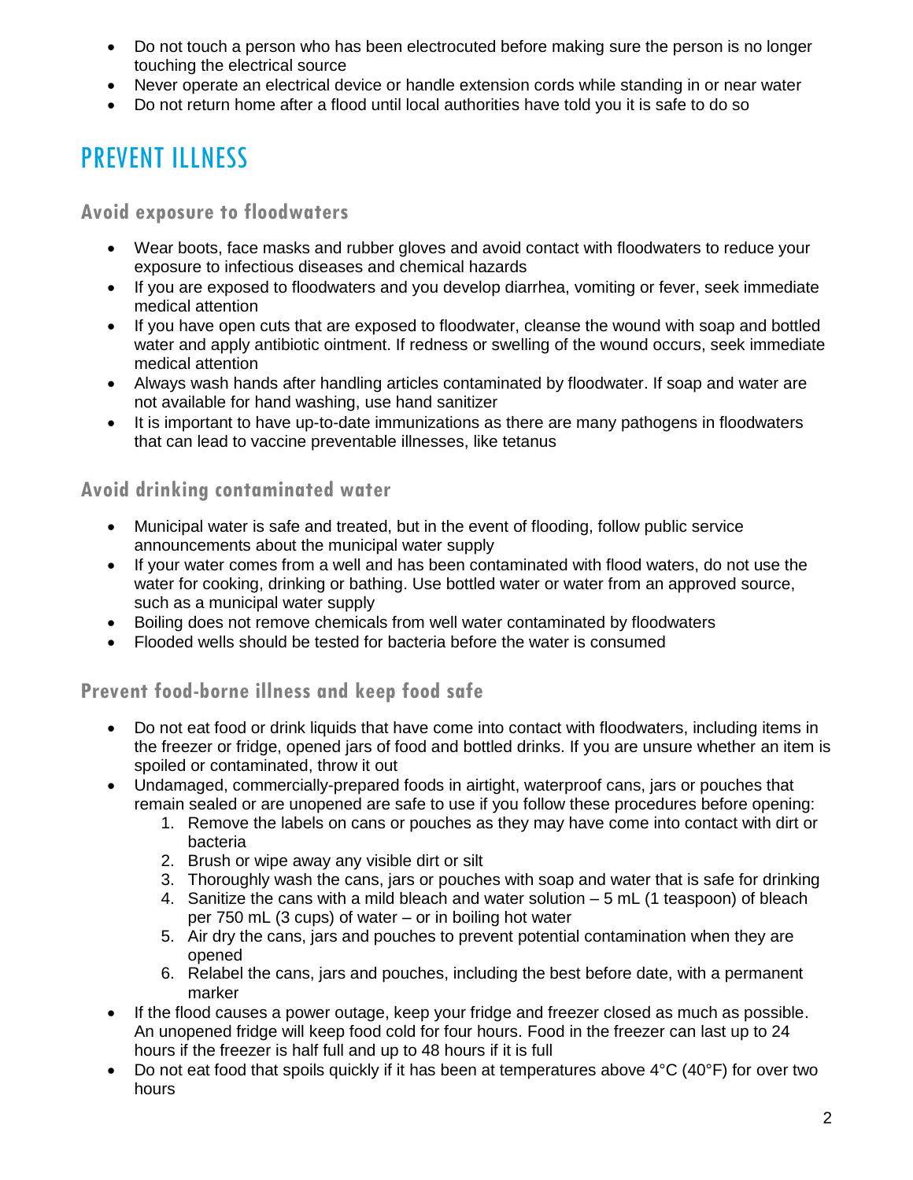- Do not touch a person who has been electrocuted before making sure the person is no longer touching the electrical source
- Never operate an electrical device or handle extension cords while standing in or near water
- Do not return home after a flood until local authorities have told you it is safe to do so

## PREVENT ILLNESS

### Avoid exposure to floodwaters

- Wear boots, face masks and rubber gloves and avoid contact with floodwaters to reduce your exposure to infectious diseases and chemical hazards
- If you are exposed to floodwaters and you develop diarrhea, vomiting or fever, seek immediate medical attention
- If you have open cuts that are exposed to floodwater, cleanse the wound with soap and bottled water and apply antibiotic ointment. If redness or swelling of the wound occurs, seek immediate medical attention
- Always wash hands after handling articles contaminated by floodwater. If soap and water are not available for hand washing, use hand sanitizer
- It is important to have up-to-date immunizations as there are many pathogens in floodwaters that can lead to vaccine preventable illnesses, like tetanus

### Avoid drinking contaminated water

- Municipal water is safe and treated, but in the event of flooding, follow public service announcements about the municipal water supply
- If your water comes from a well and has been contaminated with flood waters, do not use the water for cooking, drinking or bathing. Use bottled water or water from an approved source, such as a municipal water supply
- Boiling does not remove chemicals from well water contaminated by floodwaters
- Flooded wells should be tested for bacteria before the water is consumed

### Prevent food-borne illness and keep food safe

- Do not eat food or drink liquids that have come into contact with floodwaters, including items in the freezer or fridge, opened jars of food and bottled drinks. If you are unsure whether an item is spoiled or contaminated, throw it out
- Undamaged, commercially-prepared foods in airtight, waterproof cans, jars or pouches that remain sealed or are unopened are safe to use if you follow these procedures before opening:
    1. Remove the labels on cans or pouches as they may have come into contact with dirt or bacteria
    2. Brush or wipe away any visible dirt or silt
    3. Thoroughly wash the cans, jars or pouches with soap and water that is safe for drinking
    4. Sanitize the cans with a mild bleach and water solution – 5 mL (1 teaspoon) of bleach per 750 mL (3 cups) of water – or in boiling hot water
    5. Air dry the cans, jars and pouches to prevent potential contamination when they are opened
    6. Relabel the cans, jars and pouches, including the best before date, with a permanent marker
- If the flood causes a power outage, keep your fridge and freezer closed as much as possible. An unopened fridge will keep food cold for four hours. Food in the freezer can last up to 24 hours if the freezer is half full and up to 48 hours if it is full
- Do not eat food that spoils quickly if it has been at temperatures above 4°C (40°F) for over two hours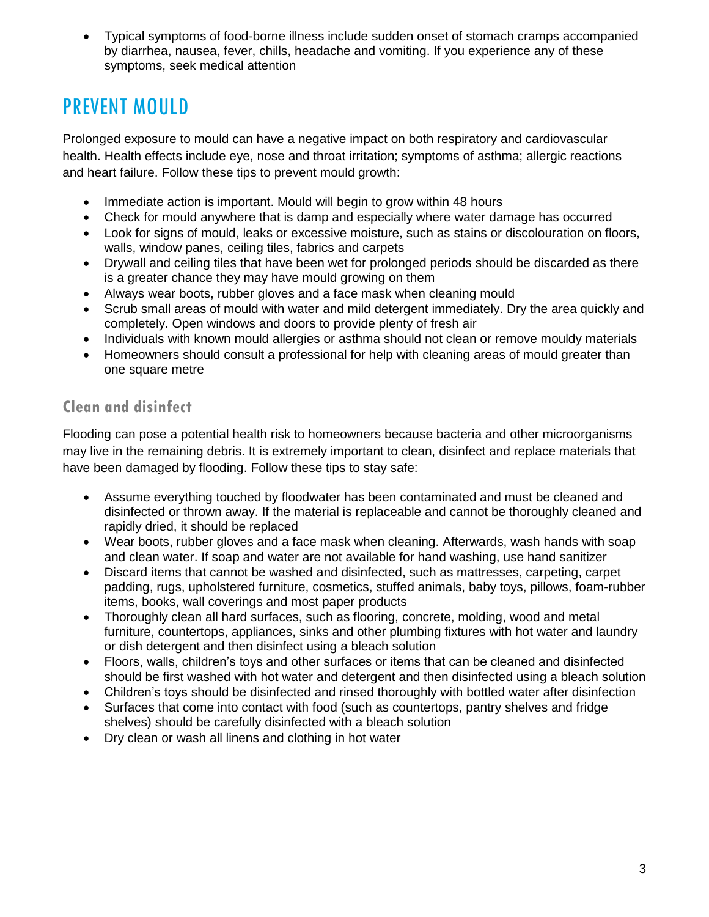- Typical symptoms of food-borne illness include sudden onset of stomach cramps accompanied by diarrhea, nausea, fever, chills, headache and vomiting. If you experience any of these symptoms, seek medical attention

## PREVENT MOULD

Prolonged exposure to mould can have a negative impact on both respiratory and cardiovascular health. Health effects include eye, nose and throat irritation; symptoms of asthma; allergic reactions and heart failure. Follow these tips to prevent mould growth:

- Immediate action is important. Mould will begin to grow within 48 hours
- Check for mould anywhere that is damp and especially where water damage has occurred
- Look for signs of mould, leaks or excessive moisture, such as stains or discolouration on floors, walls, window panes, ceiling tiles, fabrics and carpets
- Drywall and ceiling tiles that have been wet for prolonged periods should be discarded as there is a greater chance they may have mould growing on them
- Always wear boots, rubber gloves and a face mask when cleaning mould
- Scrub small areas of mould with water and mild detergent immediately. Dry the area quickly and completely. Open windows and doors to provide plenty of fresh air
- Individuals with known mould allergies or asthma should not clean or remove mouldy materials
- Homeowners should consult a professional for help with cleaning areas of mould greater than one square metre

### Clean and disinfect

Flooding can pose a potential health risk to homeowners because bacteria and other microorganisms may live in the remaining debris. It is extremely important to clean, disinfect and replace materials that have been damaged by flooding. Follow these tips to stay safe:

- Assume everything touched by floodwater has been contaminated and must be cleaned and disinfected or thrown away. If the material is replaceable and cannot be thoroughly cleaned and rapidly dried, it should be replaced
- Wear boots, rubber gloves and a face mask when cleaning. Afterwards, wash hands with soap and clean water. If soap and water are not available for hand washing, use hand sanitizer
- Discard items that cannot be washed and disinfected, such as mattresses, carpeting, carpet padding, rugs, upholstered furniture, cosmetics, stuffed animals, baby toys, pillows, foam-rubber items, books, wall coverings and most paper products
- Thoroughly clean all hard surfaces, such as flooring, concrete, molding, wood and metal furniture, countertops, appliances, sinks and other plumbing fixtures with hot water and laundry or dish detergent and then disinfect using a bleach solution
- Floors, walls, children's toys and other surfaces or items that can be cleaned and disinfected should be first washed with hot water and detergent and then disinfected using a bleach solution
- Children's toys should be disinfected and rinsed thoroughly with bottled water after disinfection
- Surfaces that come into contact with food (such as countertops, pantry shelves and fridge shelves) should be carefully disinfected with a bleach solution
- Dry clean or wash all linens and clothing in hot water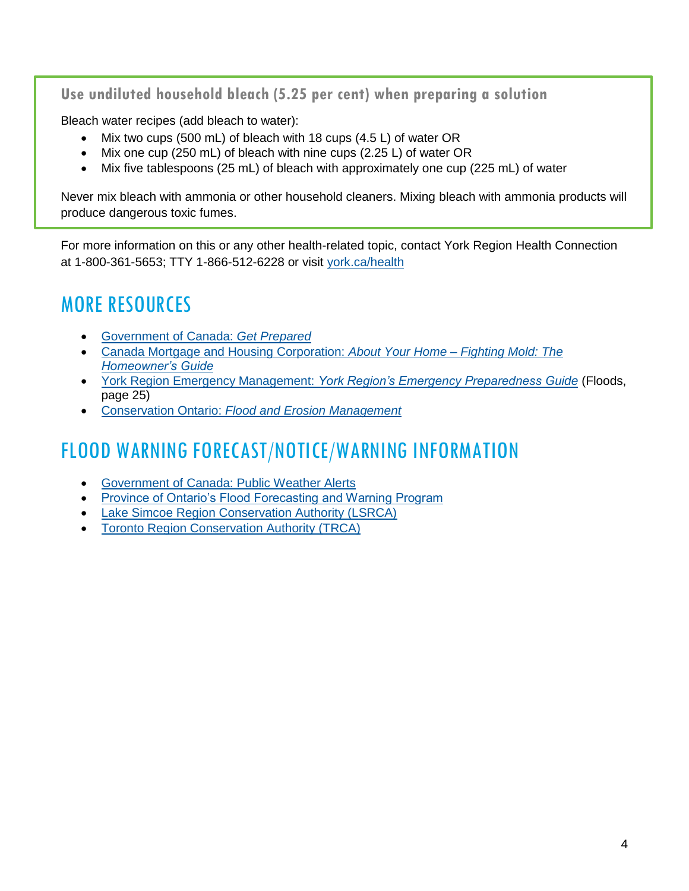### Use undiluted household bleach (5.25 per cent) when preparing a solution

Bleach water recipes (add bleach to water):

- Mix two cups (500 mL) of bleach with 18 cups (4.5 L) of water OR
- Mix one cup (250 mL) of bleach with nine cups (2.25 L) of water OR
- Mix five tablespoons (25 mL) of bleach with approximately one cup (225 mL) of water

Never mix bleach with ammonia or other household cleaners. Mixing bleach with ammonia products will produce dangerous toxic fumes.

For more information on this or any other health-related topic, contact York Region Health Connection at 1-800-361-5653; TTY 1-866-512-6228 or visit york.ca/health

## MORE RESOURCES

- Government of Canada: *Get Prepared*
- Canada Mortgage and Housing Corporation: *About Your Home – Fighting Mold: The Homeowner's Guide*
- York Region Emergency Management: *York Region's Emergency Preparedness Guide* (Floods, page 25)
- Conservation Ontario: *Flood and Erosion Management*

## FLOOD WARNING FORECAST/NOTICE/WARNING INFORMATION

- Government of Canada: Public Weather Alerts
- Province of Ontario's Flood Forecasting and Warning Program
- Lake Simcoe Region Conservation Authority (LSRCA)
- Toronto Region Conservation Authority (TRCA)